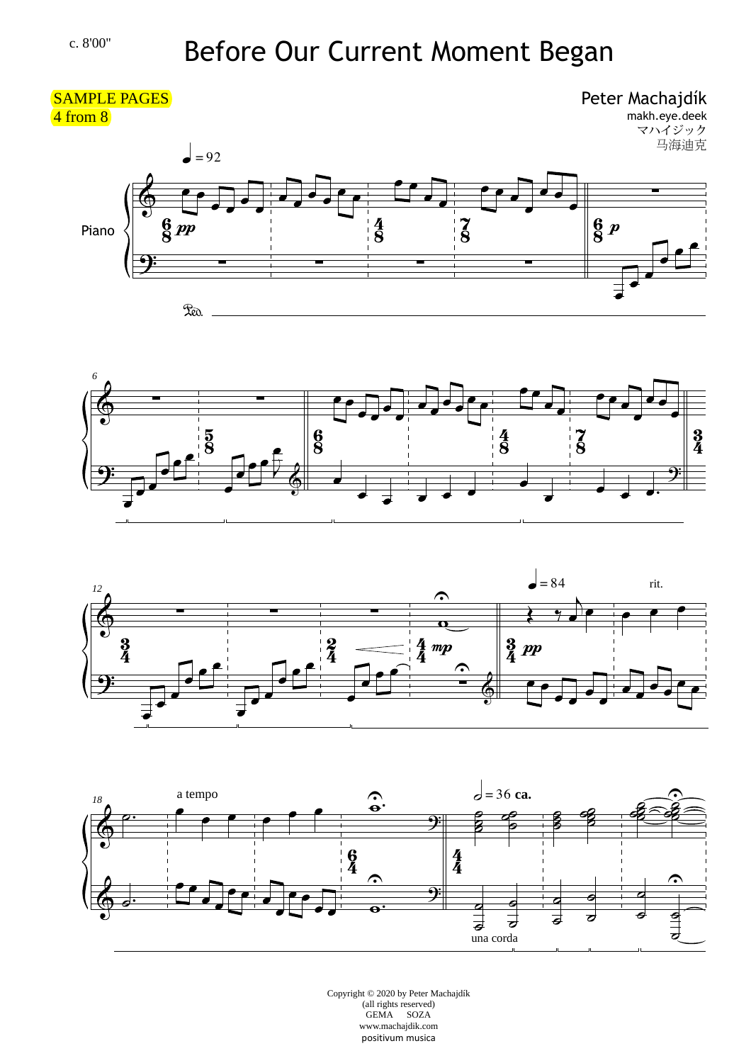c. 8'00"

# Before Our Current Moment Began

SAMPLE PAGES
4 from 8

Peter Machajdík
makh.eye.deek
マハイジック
马海迪克

Copyright © 2020 by Peter Machajdík
(all rights reserved)
GEMA SOZA
www.machajdik.com
positivum musica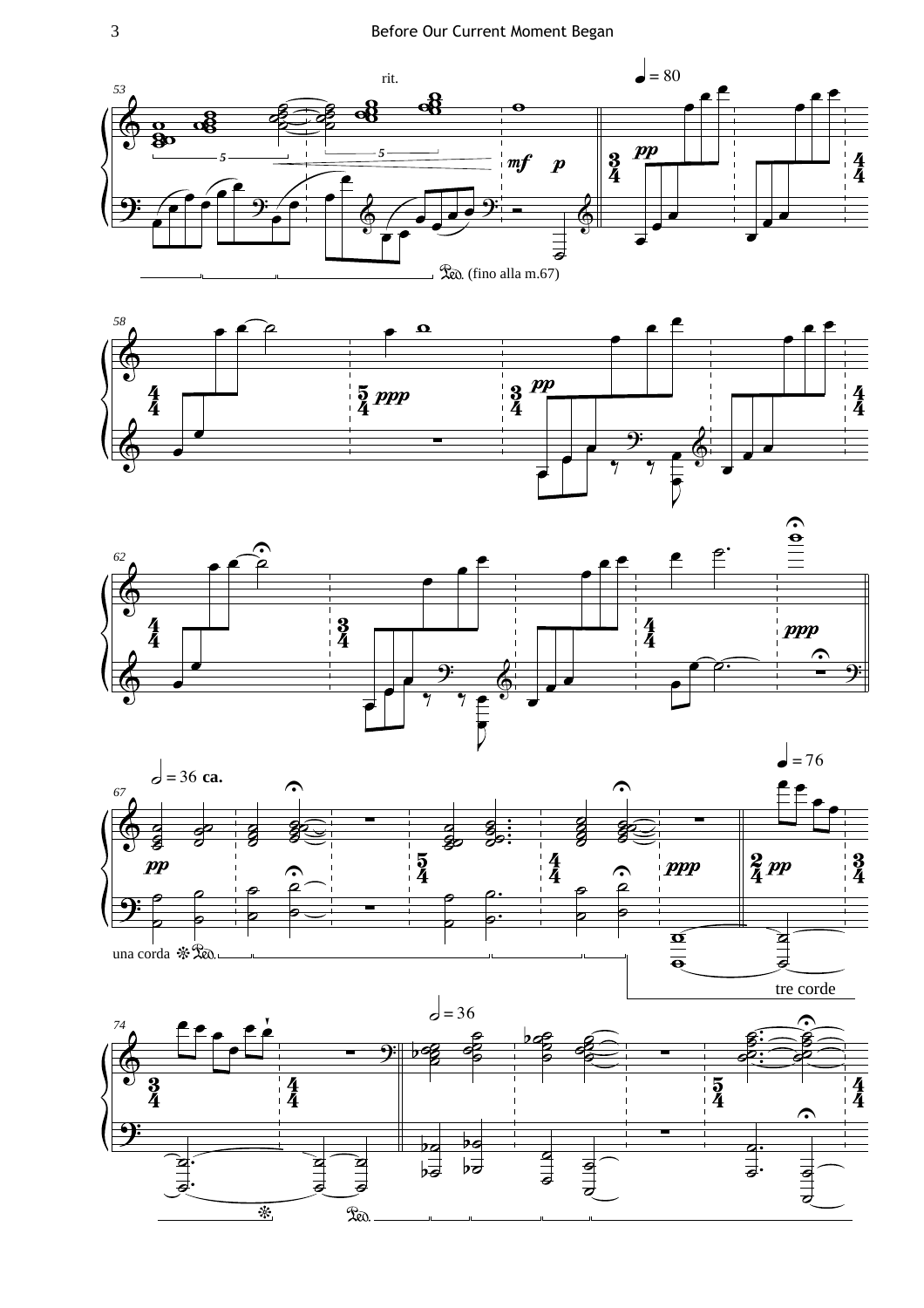rit.

♩ = 80

𝆮. (fino alla m.67)

𝅗𝅥 = 36 ca.

♩ = 76

una corda

tre corde

𝅗𝅥 = 36